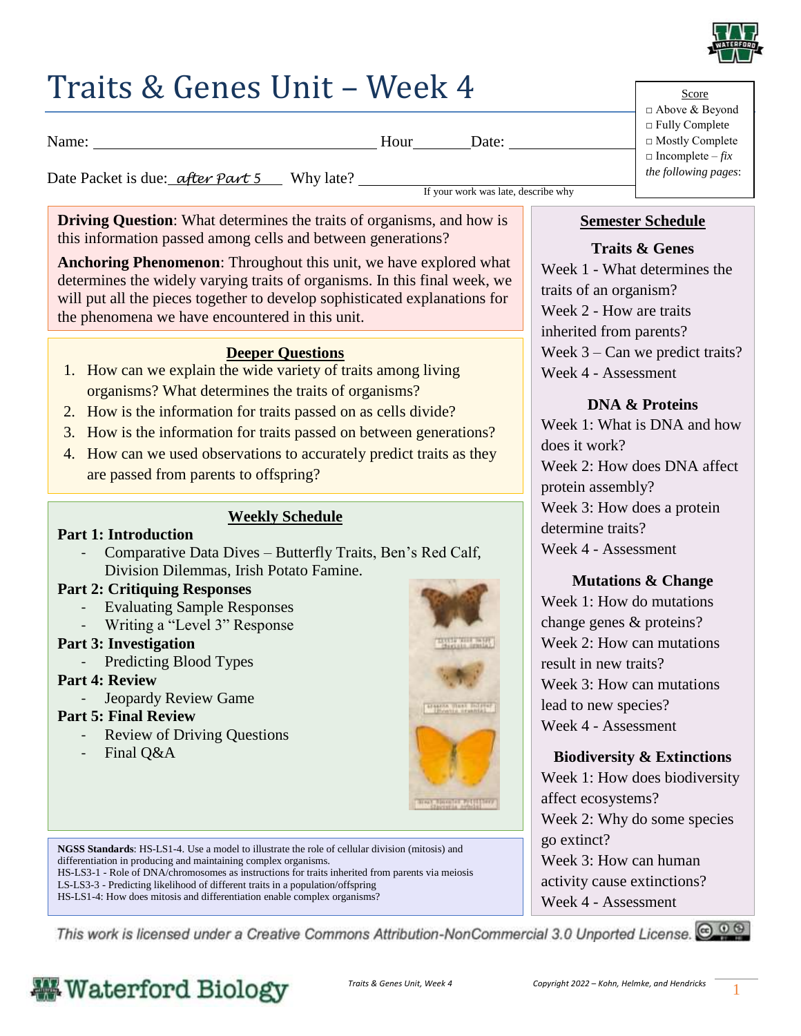# Traits & Genes Unit – Week 4

| Score |
| --- |
| □ Above & Beyond |
| □ Fully Complete |
| □ Mostly Complete |
| □ Incomplete – *fix the following pages*: |

Name: ______________________ Hour_______ Date: ______________

Date Packet is due: *after Part 5* Why late? ______________________
If your work was late, describe why

**Driving Question**: What determines the traits of organisms, and how is this information passed among cells and between generations?

**Anchoring Phenomenon**: Throughout this unit, we have explored what determines the widely varying traits of organisms. In this final week, we will put all the pieces together to develop sophisticated explanations for the phenomena we have encountered in this unit.

## Deeper Questions

1. How can we explain the wide variety of traits among living organisms? What determines the traits of organisms?
2. How is the information for traits passed on as cells divide?
3. How is the information for traits passed on between generations?
4. How can we used observations to accurately predict traits as they are passed from parents to offspring?

## Weekly Schedule

**Part 1: Introduction**
- Comparative Data Dives – Butterfly Traits, Ben's Red Calf, Division Dilemmas, Irish Potato Famine.

**Part 2: Critiquing Responses**
- Evaluating Sample Responses
- Writing a "Level 3" Response

**Part 3: Investigation**
- Predicting Blood Types

**Part 4: Review**
- Jeopardy Review Game

**Part 5: Final Review**
- Review of Driving Questions
- Final Q&A

**NGSS Standards**: HS-LS1-4. Use a model to illustrate the role of cellular division (mitosis) and differentiation in producing and maintaining complex organisms.
HS-LS3-1 - Role of DNA/chromosomes as instructions for traits inherited from parents via meiosis
LS-LS3-3 - Predicting likelihood of different traits in a population/offspring
HS-LS1-4: How does mitosis and differentiation enable complex organisms?

## Semester Schedule

**Traits & Genes**
Week 1 - What determines the traits of an organism?
Week 2 - How are traits inherited from parents?
Week 3 – Can we predict traits?
Week 4 - Assessment

**DNA & Proteins**
Week 1: What is DNA and how does it work?
Week 2: How does DNA affect protein assembly?
Week 3: How does a protein determine traits?
Week 4 - Assessment

**Mutations & Change**
Week 1: How do mutations change genes & proteins?
Week 2: How can mutations result in new traits?
Week 3: How can mutations lead to new species?
Week 4 - Assessment

**Biodiversity & Extinctions**
Week 1: How does biodiversity affect ecosystems?
Week 2: Why do some species go extinct?
Week 3: How can human activity cause extinctions?
Week 4 - Assessment

*This work is licensed under a Creative Commons Attribution-NonCommercial 3.0 Unported License.*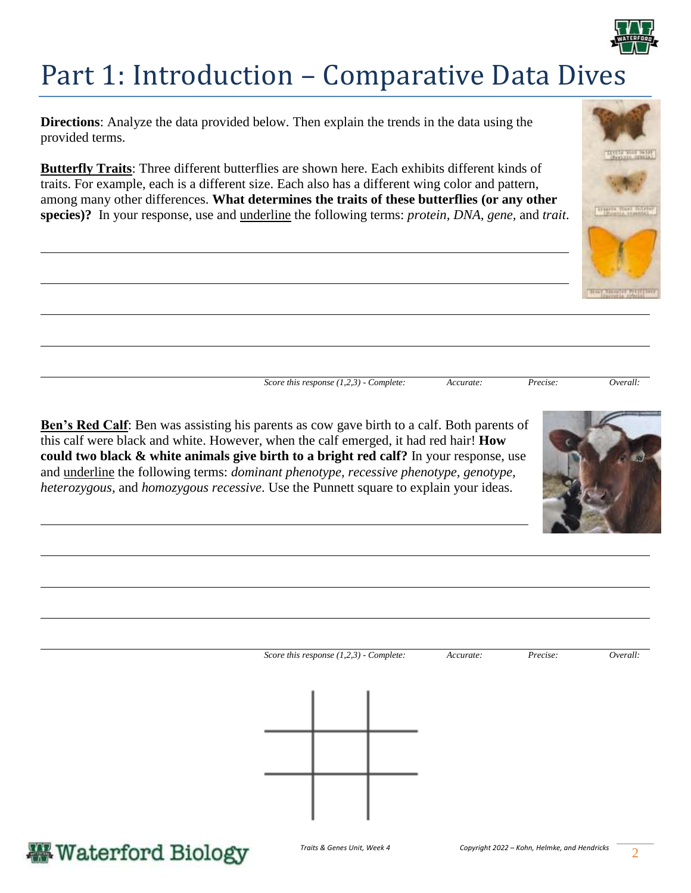# Part 1: Introduction – Comparative Data Dives

**Directions**: Analyze the data provided below. Then explain the trends in the data using the provided terms.

**<u>Butterfly Traits</u>**: Three different butterflies are shown here. Each exhibits different kinds of traits. For example, each is a different size. Each also has a different wing color and pattern, among many other differences. **What determines the traits of these butterflies (or any other species)?** In your response, use and <u>underline</u> the following terms: *protein, DNA, gene,* and *trait*.

_______________________________________________________________________________

_______________________________________________________________________________

_______________________________________________________________________________

_______________________________________________________________________________

_______________________________________________________________________________

*Score this response (1,2,3) - Complete:* ______ *Accurate:* ______ *Precise:* ______ *Overall:* ______

**<u>Ben's Red Calf</u>**: Ben was assisting his parents as cow gave birth to a calf. Both parents of this calf were black and white. However, when the calf emerged, it had red hair! **How could two black & white animals give birth to a bright red calf?** In your response, use and <u>underline</u> the following terms: *dominant phenotype, recessive phenotype, genotype, heterozygous,* and *homozygous recessive*. Use the Punnett square to explain your ideas.

_______________________________________________________________________________

_______________________________________________________________________________

_______________________________________________________________________________

_______________________________________________________________________________

_______________________________________________________________________________

*Score this response (1,2,3) - Complete:* ______ *Accurate:* ______ *Precise:* ______ *Overall:* ______

|  |  |  |
|---|---|---|
|  |  |  |
|  |  |  |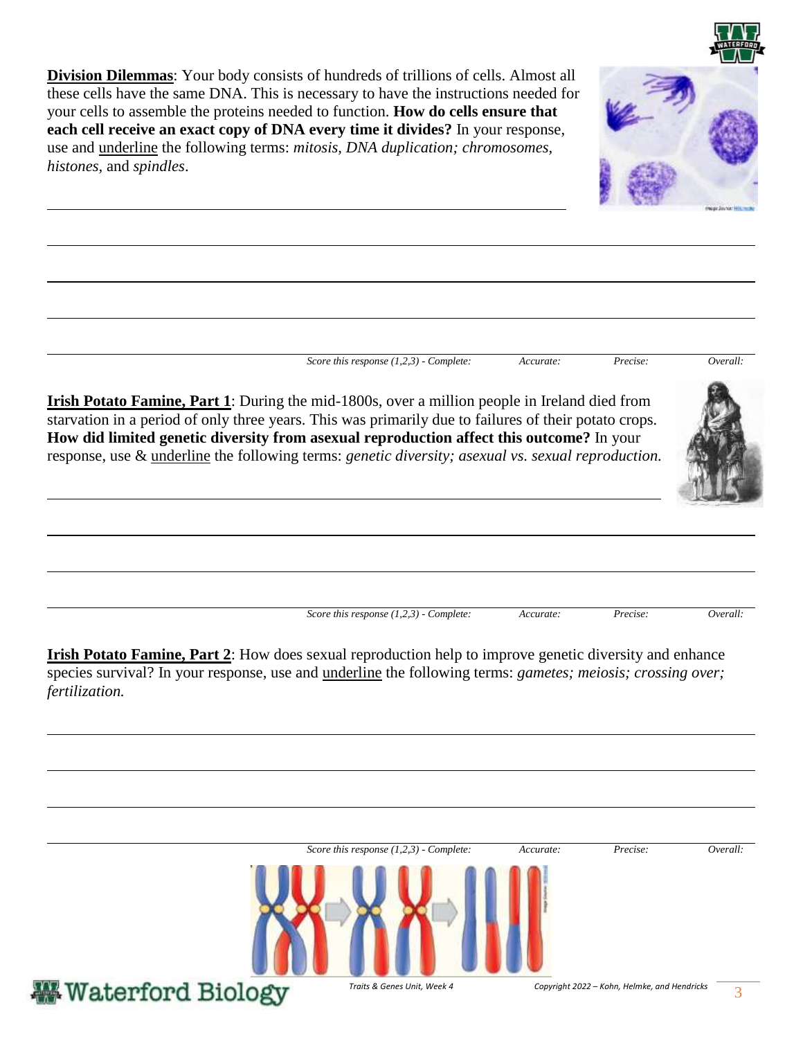**<u>Division Dilemmas</u>**: Your body consists of hundreds of trillions of cells. Almost all these cells have the same DNA. This is necessary to have the instructions needed for your cells to assemble the proteins needed to function. **How do cells ensure that each cell receive an exact copy of DNA every time it divides?** In your response, use and <u>underline</u> the following terms: *mitosis, DNA duplication; chromosomes, histones,* and *spindles*.

*Score this response (1,2,3) - Complete: Accurate: Precise: Overall:*

**<u>Irish Potato Famine, Part 1</u>**: During the mid-1800s, over a million people in Ireland died from starvation in a period of only three years. This was primarily due to failures of their potato crops. **How did limited genetic diversity from asexual reproduction affect this outcome?** In your response, use & <u>underline</u> the following terms: *genetic diversity; asexual vs. sexual reproduction.*

*Score this response (1,2,3) - Complete: Accurate: Precise: Overall:*

**<u>Irish Potato Famine, Part 2</u>**: How does sexual reproduction help to improve genetic diversity and enhance species survival? In your response, use and <u>underline</u> the following terms: *gametes; meiosis; crossing over; fertilization.*

*Score this response (1,2,3) - Complete: Accurate: Precise: Overall:*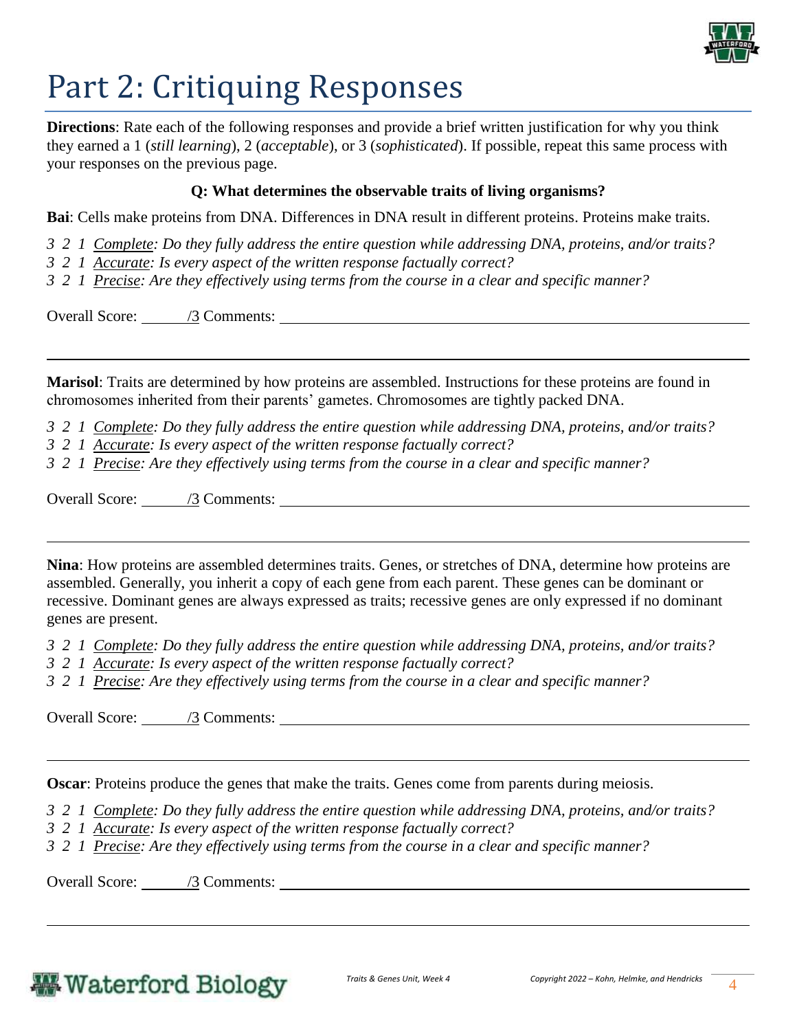# Part 2: Critiquing Responses

**Directions**: Rate each of the following responses and provide a brief written justification for why you think they earned a 1 (*still learning*), 2 (*acceptable*), or 3 (*sophisticated*). If possible, repeat this same process with your responses on the previous page.

**Q: What determines the observable traits of living organisms?**

**Bai**: Cells make proteins from DNA. Differences in DNA result in different proteins. Proteins make traits.

*3 2 1 Complete: Do they fully address the entire question while addressing DNA, proteins, and/or traits?*
*3 2 1 Accurate: Is every aspect of the written response factually correct?*
*3 2 1 Precise: Are they effectively using terms from the course in a clear and specific manner?*

Overall Score: ______/3 Comments: ______________________________________________

---

**Marisol**: Traits are determined by how proteins are assembled. Instructions for these proteins are found in chromosomes inherited from their parents' gametes. Chromosomes are tightly packed DNA.

*3 2 1 Complete: Do they fully address the entire question while addressing DNA, proteins, and/or traits?*
*3 2 1 Accurate: Is every aspect of the written response factually correct?*
*3 2 1 Precise: Are they effectively using terms from the course in a clear and specific manner?*

Overall Score: ______/3 Comments: ______________________________________________

---

**Nina**: How proteins are assembled determines traits. Genes, or stretches of DNA, determine how proteins are assembled. Generally, you inherit a copy of each gene from each parent. These genes can be dominant or recessive. Dominant genes are always expressed as traits; recessive genes are only expressed if no dominant genes are present.

*3 2 1 Complete: Do they fully address the entire question while addressing DNA, proteins, and/or traits?*
*3 2 1 Accurate: Is every aspect of the written response factually correct?*
*3 2 1 Precise: Are they effectively using terms from the course in a clear and specific manner?*

Overall Score: ______/3 Comments: ______________________________________________

---

**Oscar**: Proteins produce the genes that make the traits. Genes come from parents during meiosis.

*3 2 1 Complete: Do they fully address the entire question while addressing DNA, proteins, and/or traits?*
*3 2 1 Accurate: Is every aspect of the written response factually correct?*
*3 2 1 Precise: Are they effectively using terms from the course in a clear and specific manner?*

Overall Score: ______/3 Comments: ______________________________________________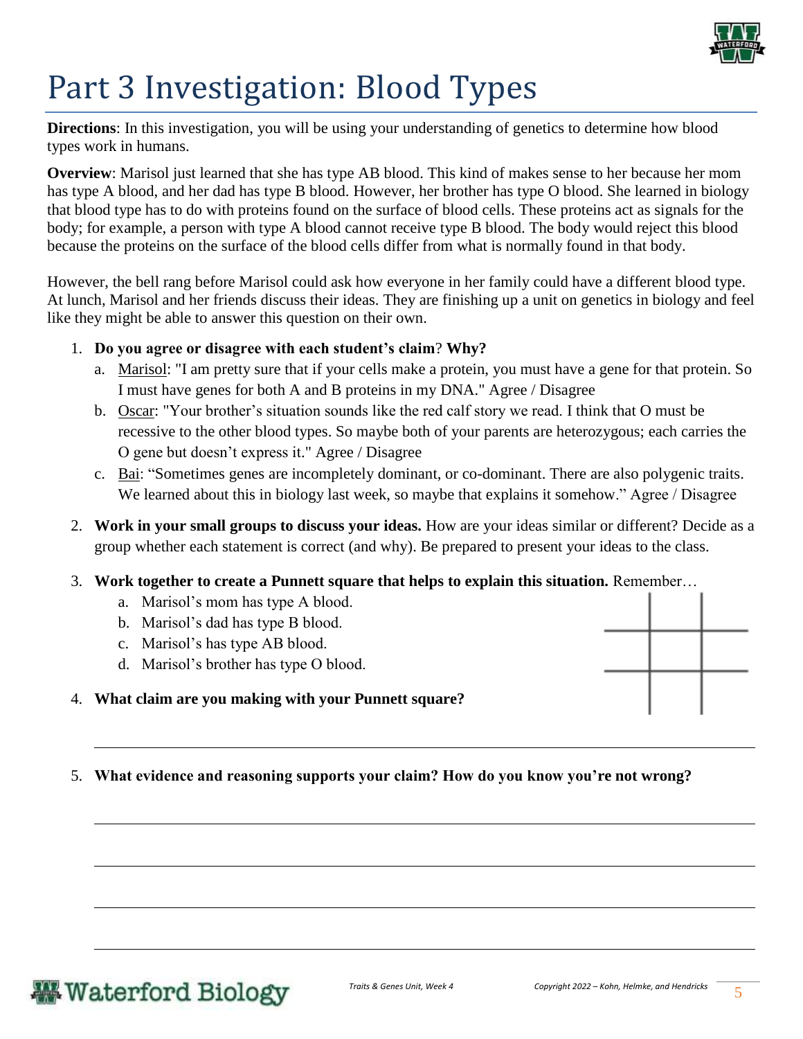# Part 3 Investigation: Blood Types

**Directions**: In this investigation, you will be using your understanding of genetics to determine how blood types work in humans.

**Overview**: Marisol just learned that she has type AB blood. This kind of makes sense to her because her mom has type A blood, and her dad has type B blood. However, her brother has type O blood. She learned in biology that blood type has to do with proteins found on the surface of blood cells. These proteins act as signals for the body; for example, a person with type A blood cannot receive type B blood. The body would reject this blood because the proteins on the surface of the blood cells differ from what is normally found in that body.

However, the bell rang before Marisol could ask how everyone in her family could have a different blood type. At lunch, Marisol and her friends discuss their ideas. They are finishing up a unit on genetics in biology and feel like they might be able to answer this question on their own.

1. **Do you agree or disagree with each student's claim**? **Why?**
   a. Marisol: "I am pretty sure that if your cells make a protein, you must have a gene for that protein. So I must have genes for both A and B proteins in my DNA." Agree / Disagree
   b. Oscar: "Your brother's situation sounds like the red calf story we read. I think that O must be recessive to the other blood types. So maybe both of your parents are heterozygous; each carries the O gene but doesn't express it." Agree / Disagree
   c. Bai: "Sometimes genes are incompletely dominant, or co-dominant. There are also polygenic traits. We learned about this in biology last week, so maybe that explains it somehow." Agree / Disagree

2. **Work in your small groups to discuss your ideas.** How are your ideas similar or different? Decide as a group whether each statement is correct (and why). Be prepared to present your ideas to the class.

3. **Work together to create a Punnett square that helps to explain this situation.** Remember…
   a. Marisol's mom has type A blood.
   b. Marisol's dad has type B blood.
   c. Marisol's has type AB blood.
   d. Marisol's brother has type O blood.

| | | |
|---|---|---|
| | | |
| | | |

4. **What claim are you making with your Punnett square?**

_______________________________________________________________________________

5. **What evidence and reasoning supports your claim? How do you know you're not wrong?**

_______________________________________________________________________________

_______________________________________________________________________________

_______________________________________________________________________________

_______________________________________________________________________________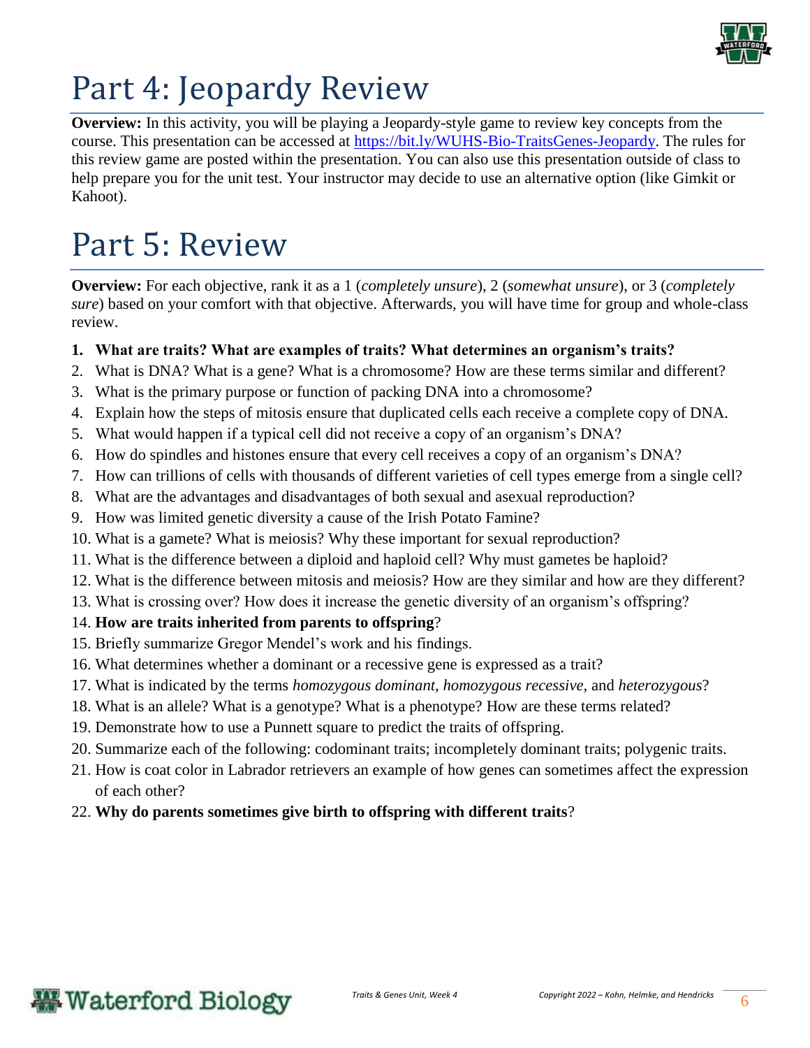# Part 4: Jeopardy Review

**Overview:** In this activity, you will be playing a Jeopardy-style game to review key concepts from the course. This presentation can be accessed at [https://bit.ly/WUHS-Bio-TraitsGenes-Jeopardy](https://bit.ly/WUHS-Bio-TraitsGenes-Jeopardy). The rules for this review game are posted within the presentation. You can also use this presentation outside of class to help prepare you for the unit test. Your instructor may decide to use an alternative option (like Gimkit or Kahoot).

# Part 5: Review

**Overview:** For each objective, rank it as a 1 (*completely unsure*), 2 (*somewhat unsure*), or 3 (*completely sure*) based on your comfort with that objective. Afterwards, you will have time for group and whole-class review.

1. **What are traits? What are examples of traits? What determines an organism's traits?**
2. What is DNA? What is a gene? What is a chromosome? How are these terms similar and different?
3. What is the primary purpose or function of packing DNA into a chromosome?
4. Explain how the steps of mitosis ensure that duplicated cells each receive a complete copy of DNA.
5. What would happen if a typical cell did not receive a copy of an organism's DNA?
6. How do spindles and histones ensure that every cell receives a copy of an organism's DNA?
7. How can trillions of cells with thousands of different varieties of cell types emerge from a single cell?
8. What are the advantages and disadvantages of both sexual and asexual reproduction?
9. How was limited genetic diversity a cause of the Irish Potato Famine?
10. What is a gamete? What is meiosis? Why these important for sexual reproduction?
11. What is the difference between a diploid and haploid cell? Why must gametes be haploid?
12. What is the difference between mitosis and meiosis? How are they similar and how are they different?
13. What is crossing over? How does it increase the genetic diversity of an organism's offspring?
14. **How are traits inherited from parents to offspring**?
15. Briefly summarize Gregor Mendel's work and his findings.
16. What determines whether a dominant or a recessive gene is expressed as a trait?
17. What is indicated by the terms *homozygous dominant*, *homozygous recessive*, and *heterozygous*?
18. What is an allele? What is a genotype? What is a phenotype? How are these terms related?
19. Demonstrate how to use a Punnett square to predict the traits of offspring.
20. Summarize each of the following: codominant traits; incompletely dominant traits; polygenic traits.
21. How is coat color in Labrador retrievers an example of how genes can sometimes affect the expression of each other?
22. **Why do parents sometimes give birth to offspring with different traits**?